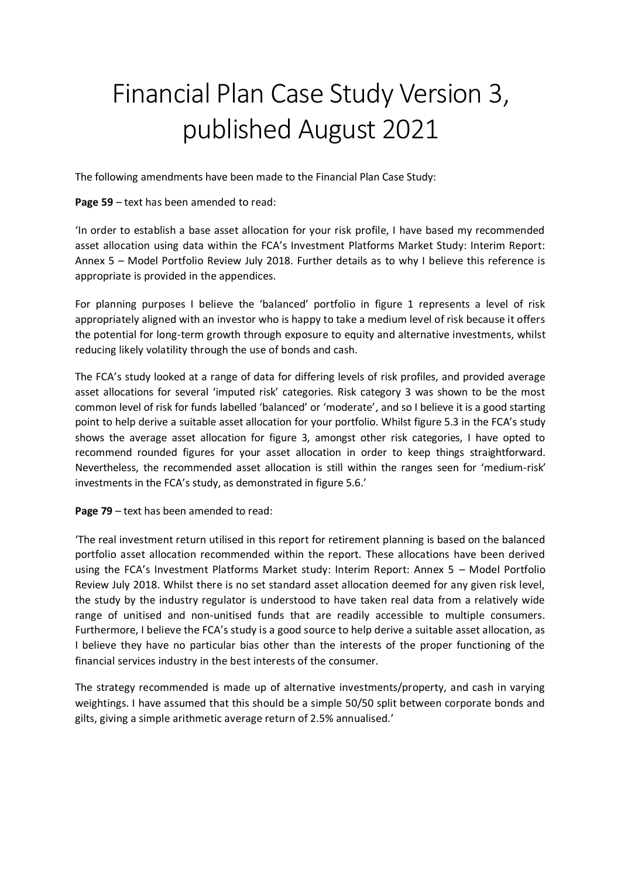# Financial Plan Case Study Version 3, published August 2021

The following amendments have been made to the Financial Plan Case Study:

**Page 59** – text has been amended to read:

'In order to establish a base asset allocation for your risk profile, I have based my recommended asset allocation using data within the FCA's Investment Platforms Market Study: Interim Report: Annex 5 – Model Portfolio Review July 2018. Further details as to why I believe this reference is appropriate is provided in the appendices.

For planning purposes I believe the 'balanced' portfolio in figure 1 represents a level of risk appropriately aligned with an investor who is happy to take a medium level of risk because it offers the potential for long-term growth through exposure to equity and alternative investments, whilst reducing likely volatility through the use of bonds and cash.

The FCA's study looked at a range of data for differing levels of risk profiles, and provided average asset allocations for several 'imputed risk' categories. Risk category 3 was shown to be the most common level of risk for funds labelled 'balanced' or 'moderate', and so I believe it is a good starting point to help derive a suitable asset allocation for your portfolio. Whilst figure 5.3 in the FCA's study shows the average asset allocation for figure 3, amongst other risk categories, I have opted to recommend rounded figures for your asset allocation in order to keep things straightforward. Nevertheless, the recommended asset allocation is still within the ranges seen for 'medium-risk' investments in the FCA's study, as demonstrated in figure 5.6.'

**Page 79** – text has been amended to read:

'The real investment return utilised in this report for retirement planning is based on the balanced portfolio asset allocation recommended within the report. These allocations have been derived using the FCA's Investment Platforms Market study: Interim Report: Annex 5 – Model Portfolio Review July 2018. Whilst there is no set standard asset allocation deemed for any given risk level, the study by the industry regulator is understood to have taken real data from a relatively wide range of unitised and non-unitised funds that are readily accessible to multiple consumers. Furthermore, I believe the FCA's study is a good source to help derive a suitable asset allocation, as I believe they have no particular bias other than the interests of the proper functioning of the financial services industry in the best interests of the consumer.

The strategy recommended is made up of alternative investments/property, and cash in varying weightings. I have assumed that this should be a simple 50/50 split between corporate bonds and gilts, giving a simple arithmetic average return of 2.5% annualised.'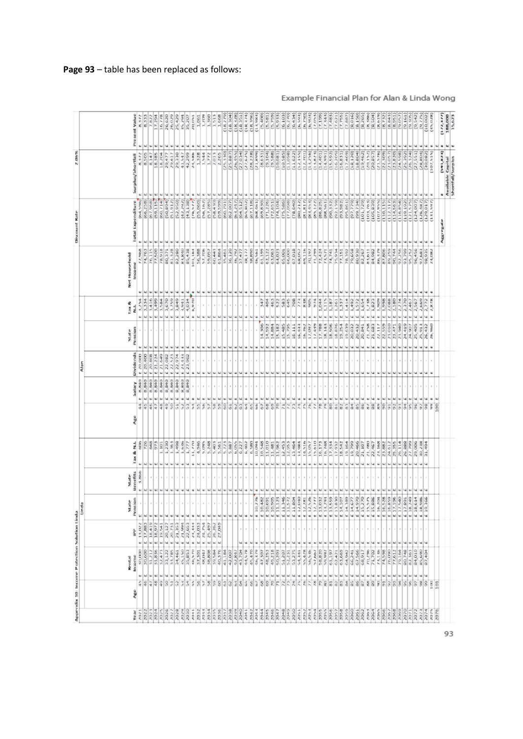**Page 93** – table has been replaced as follows:

Example Financial Plan for Alan & Linda Wong

Appendix 10: Income Protection Solution Linda

Discount Rate: 2.00%

| | Linda | | | | | | | Alan | | | | | | | | | | |
|---|---|---|---|---|---|---|---|---|---|---|---|---|---|---|---|---|---|---|
| Year | Age | Rental Income | IPP | State Pension | State Benefits | Tax & N.I. | Age | Salary | Dividends | State Pension | Tax & N.I. | Net Household Income | Total Expenditure | Surplus/Shortfall | Present Value |

| | |
|---|---|
| Aggregate | (172,377) |
| Available Capital | 188,000 |
| Shortfall/Surplus | 15,623 |